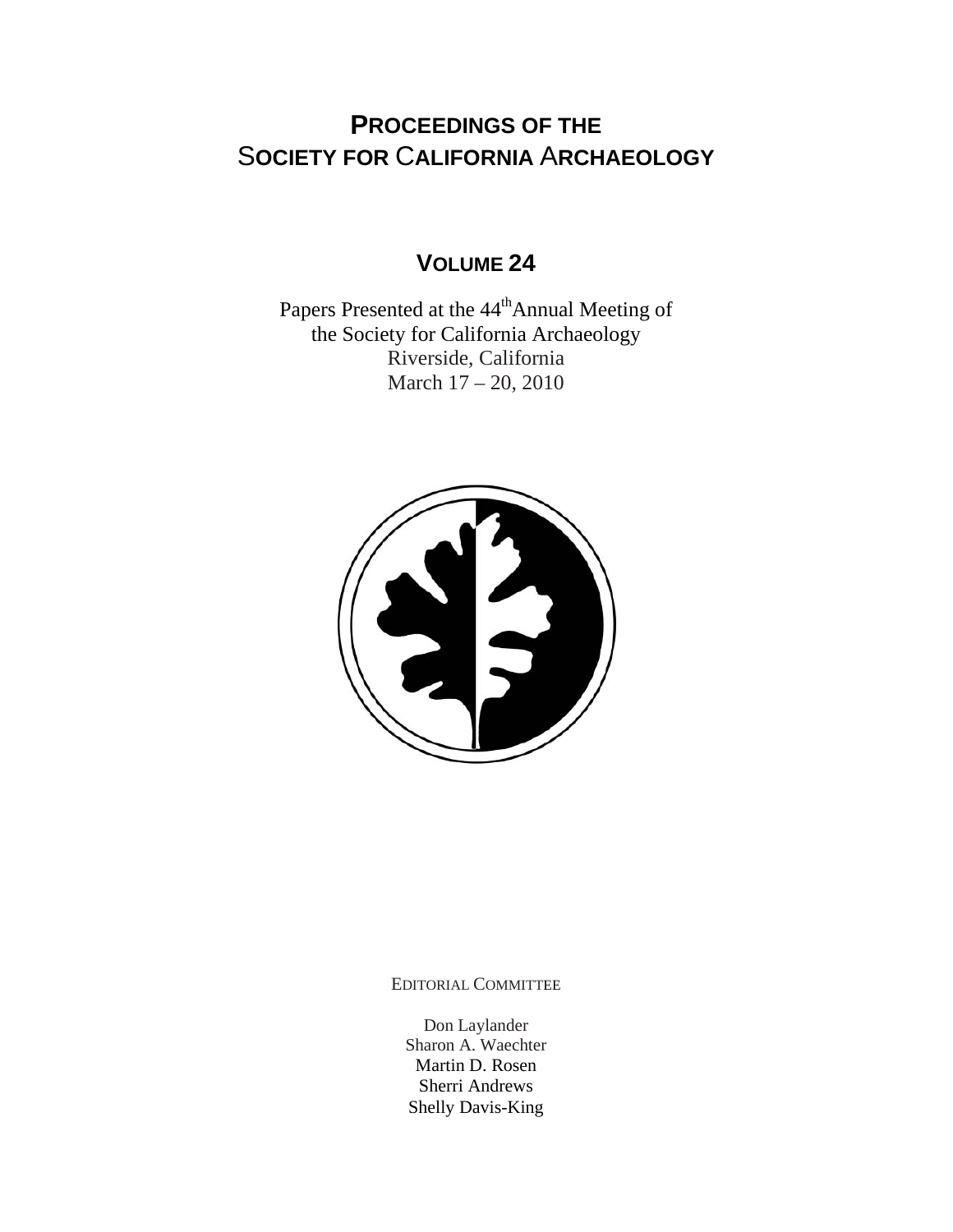# PROCEEDINGS OF THE SOCIETY FOR CALIFORNIA ARCHAEOLOGY

## VOLUME 24

Papers Presented at the 44th Annual Meeting of
the Society for California Archaeology
Riverside, California
March 17 – 20, 2010

EDITORIAL COMMITTEE

Don Laylander
Sharon A. Waechter
Martin D. Rosen
Sherri Andrews
Shelly Davis-King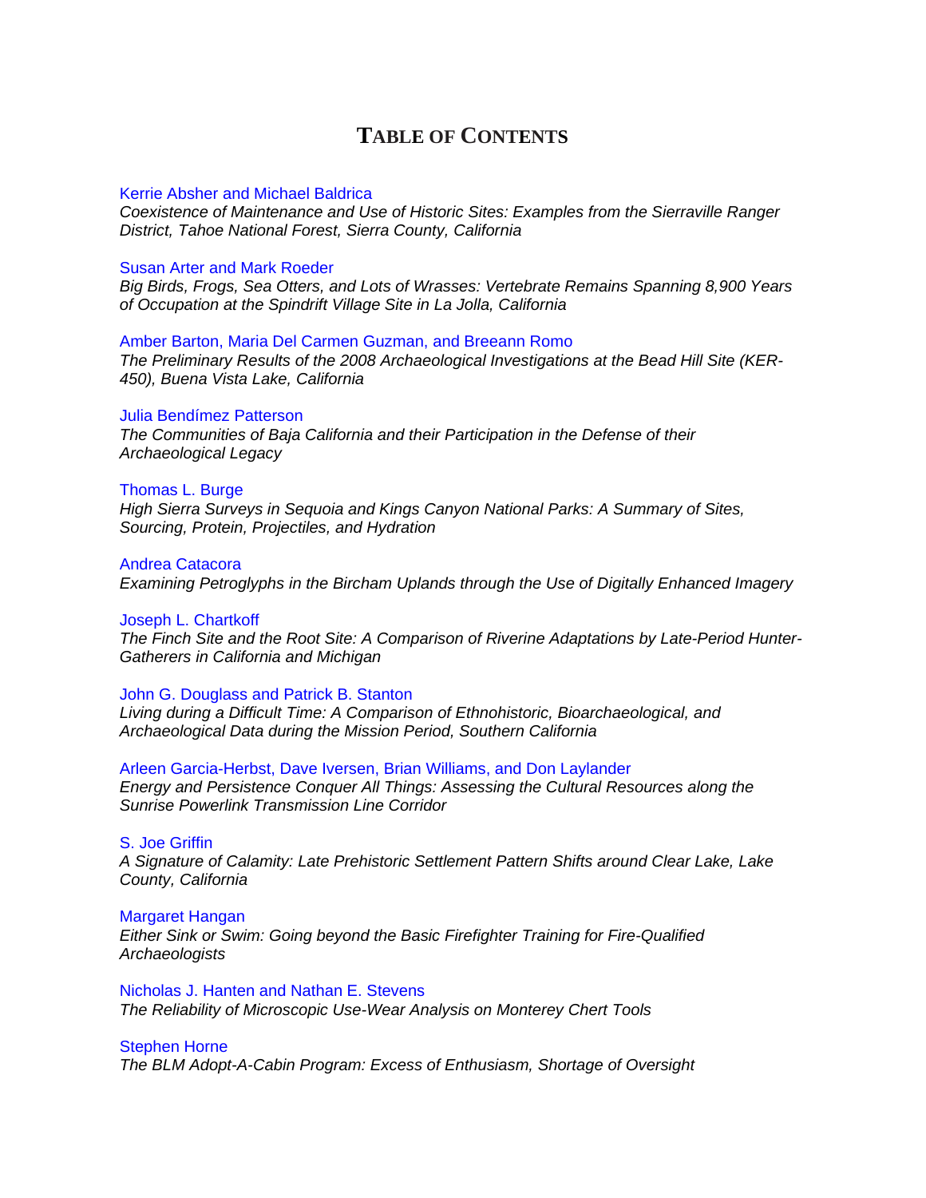# TABLE OF CONTENTS

Kerrie Absher and Michael Baldrica
*Coexistence of Maintenance and Use of Historic Sites: Examples from the Sierraville Ranger District, Tahoe National Forest, Sierra County, California*

Susan Arter and Mark Roeder
*Big Birds, Frogs, Sea Otters, and Lots of Wrasses: Vertebrate Remains Spanning 8,900 Years of Occupation at the Spindrift Village Site in La Jolla, California*

Amber Barton, Maria Del Carmen Guzman, and Breeann Romo
*The Preliminary Results of the 2008 Archaeological Investigations at the Bead Hill Site (KER-450), Buena Vista Lake, California*

Julia Bendímez Patterson
*The Communities of Baja California and their Participation in the Defense of their Archaeological Legacy*

Thomas L. Burge
*High Sierra Surveys in Sequoia and Kings Canyon National Parks: A Summary of Sites, Sourcing, Protein, Projectiles, and Hydration*

Andrea Catacora
*Examining Petroglyphs in the Bircham Uplands through the Use of Digitally Enhanced Imagery*

Joseph L. Chartkoff
*The Finch Site and the Root Site: A Comparison of Riverine Adaptations by Late-Period Hunter-Gatherers in California and Michigan*

John G. Douglass and Patrick B. Stanton
*Living during a Difficult Time: A Comparison of Ethnohistoric, Bioarchaeological, and Archaeological Data during the Mission Period, Southern California*

Arleen Garcia-Herbst, Dave Iversen, Brian Williams, and Don Laylander
*Energy and Persistence Conquer All Things: Assessing the Cultural Resources along the Sunrise Powerlink Transmission Line Corridor*

S. Joe Griffin
*A Signature of Calamity: Late Prehistoric Settlement Pattern Shifts around Clear Lake, Lake County, California*

Margaret Hangan
*Either Sink or Swim: Going beyond the Basic Firefighter Training for Fire-Qualified Archaeologists*

Nicholas J. Hanten and Nathan E. Stevens
*The Reliability of Microscopic Use-Wear Analysis on Monterey Chert Tools*

Stephen Horne
*The BLM Adopt-A-Cabin Program: Excess of Enthusiasm, Shortage of Oversight*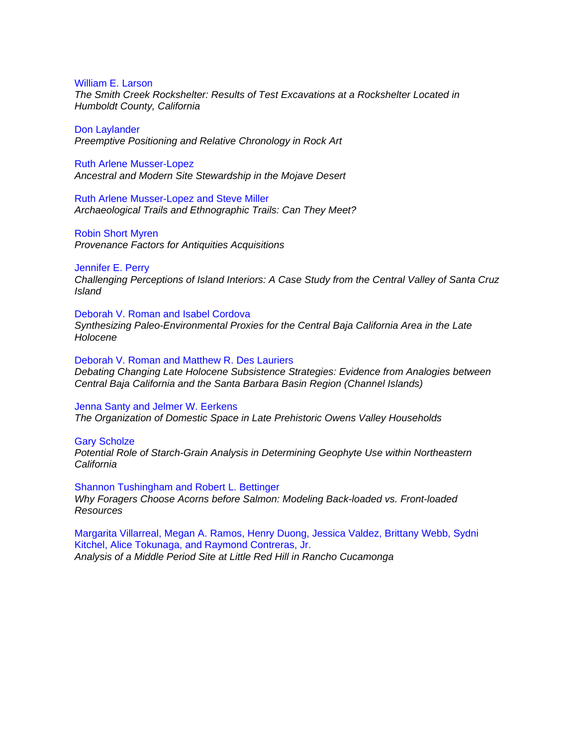William E. Larson
*The Smith Creek Rockshelter: Results of Test Excavations at a Rockshelter Located in Humboldt County, California*

Don Laylander
*Preemptive Positioning and Relative Chronology in Rock Art*

Ruth Arlene Musser-Lopez
*Ancestral and Modern Site Stewardship in the Mojave Desert*

Ruth Arlene Musser-Lopez and Steve Miller
*Archaeological Trails and Ethnographic Trails: Can They Meet?*

Robin Short Myren
*Provenance Factors for Antiquities Acquisitions*

Jennifer E. Perry
*Challenging Perceptions of Island Interiors: A Case Study from the Central Valley of Santa Cruz Island*

Deborah V. Roman and Isabel Cordova
*Synthesizing Paleo-Environmental Proxies for the Central Baja California Area in the Late Holocene*

Deborah V. Roman and Matthew R. Des Lauriers
*Debating Changing Late Holocene Subsistence Strategies: Evidence from Analogies between Central Baja California and the Santa Barbara Basin Region (Channel Islands)*

Jenna Santy and Jelmer W. Eerkens
*The Organization of Domestic Space in Late Prehistoric Owens Valley Households*

Gary Scholze
*Potential Role of Starch-Grain Analysis in Determining Geophyte Use within Northeastern California*

Shannon Tushingham and Robert L. Bettinger
*Why Foragers Choose Acorns before Salmon: Modeling Back-loaded vs. Front-loaded Resources*

Margarita Villarreal, Megan A. Ramos, Henry Duong, Jessica Valdez, Brittany Webb, Sydni Kitchel, Alice Tokunaga, and Raymond Contreras, Jr.
*Analysis of a Middle Period Site at Little Red Hill in Rancho Cucamonga*